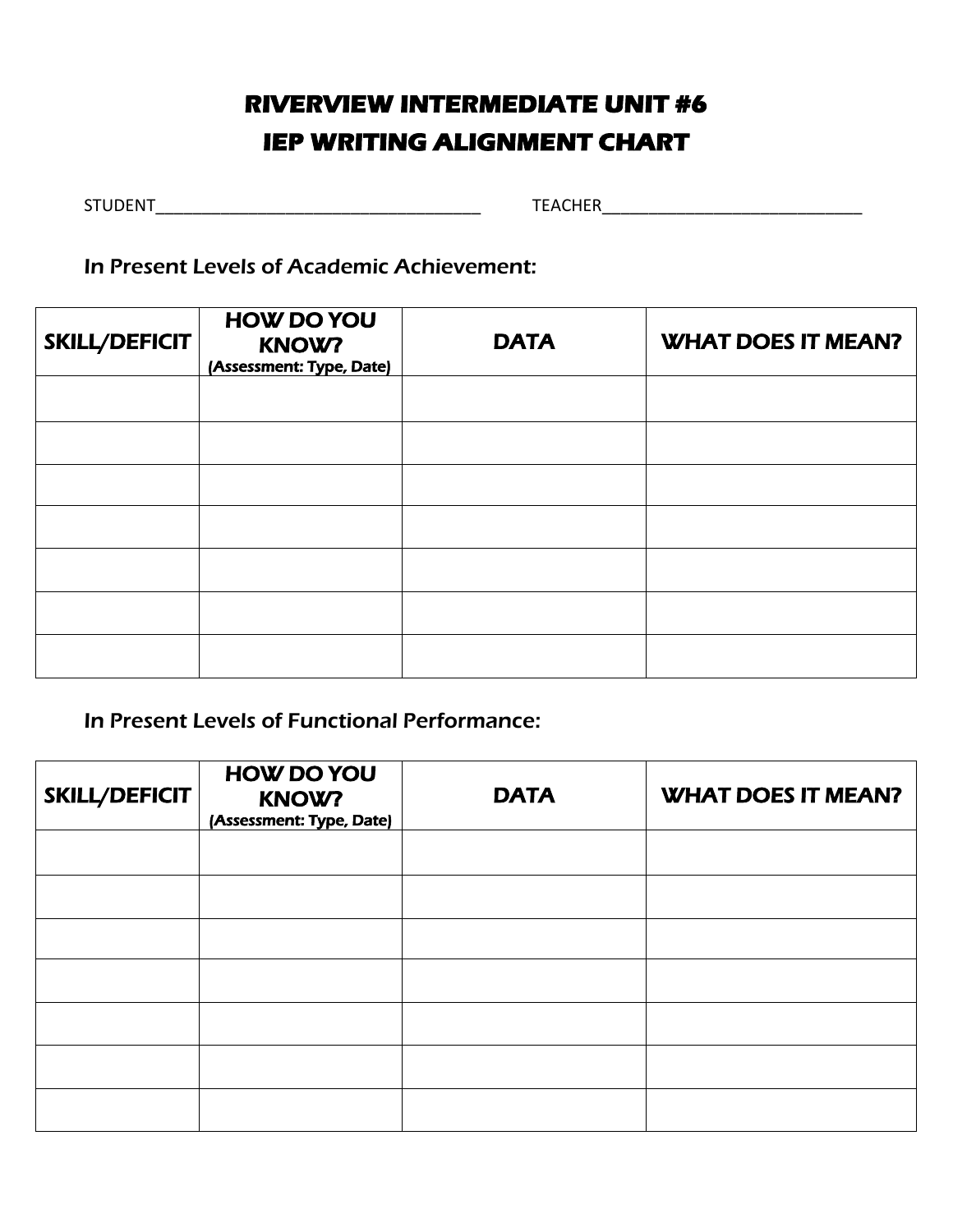# RIVERVIEW INTERMEDIATE UNIT #6
# IEP WRITING ALIGNMENT CHART

STUDENT_____________________________________ TEACHER_____________________________

In Present Levels of Academic Achievement:

| SKILL/DEFICIT | HOW DO YOU KNOW? (Assessment: Type, Date) | DATA | WHAT DOES IT MEAN? |
|---|---|---|---|
| | | | |
| | | | |
| | | | |
| | | | |
| | | | |
| | | | |
| | | | |

In Present Levels of Functional Performance:

| SKILL/DEFICIT | HOW DO YOU KNOW? (Assessment: Type, Date) | DATA | WHAT DOES IT MEAN? |
|---|---|---|---|
| | | | |
| | | | |
| | | | |
| | | | |
| | | | |
| | | | |
| | | | |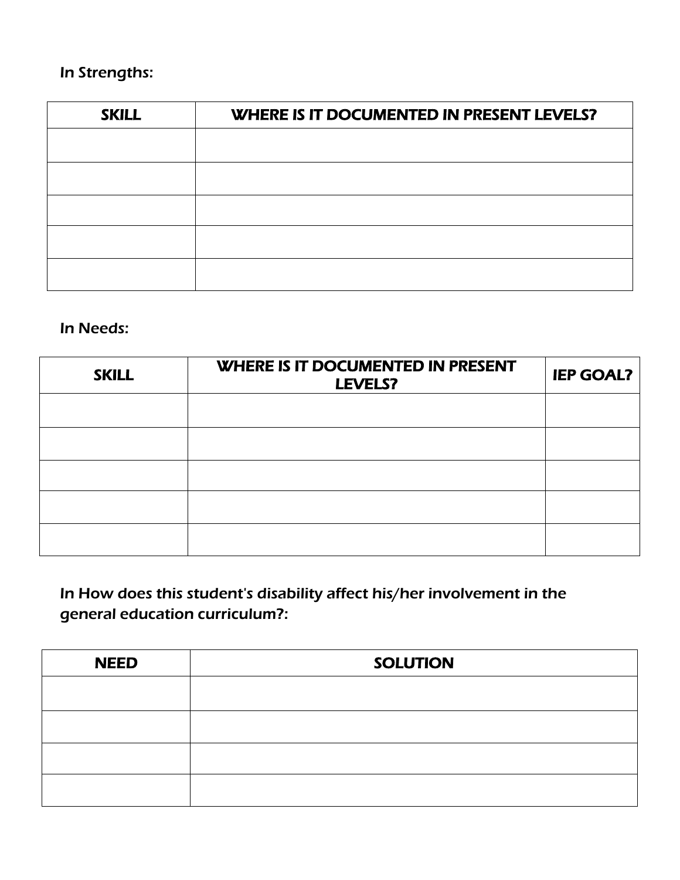In Strengths:

| SKILL | WHERE IS IT DOCUMENTED IN PRESENT LEVELS? |
|---|---|
| | |
| | |
| | |
| | |
| | |

In Needs:

| SKILL | WHERE IS IT DOCUMENTED IN PRESENT LEVELS? | IEP GOAL? |
|---|---|---|
| | | |
| | | |
| | | |
| | | |
| | | |

In How does this student's disability affect his/her involvement in the general education curriculum?:

| NEED | SOLUTION |
|---|---|
| | |
| | |
| | |
| | |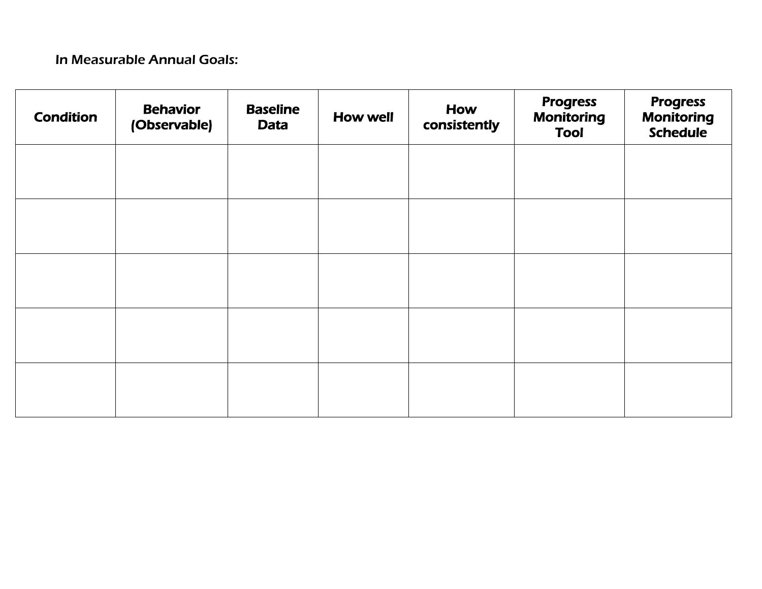In Measurable Annual Goals:

| Condition | Behavior (Observable) | Baseline Data | How well | How consistently | Progress Monitoring Tool | Progress Monitoring Schedule |
|---|---|---|---|---|---|---|
| | | | | | | |
| | | | | | | |
| | | | | | | |
| | | | | | | |
| | | | | | | |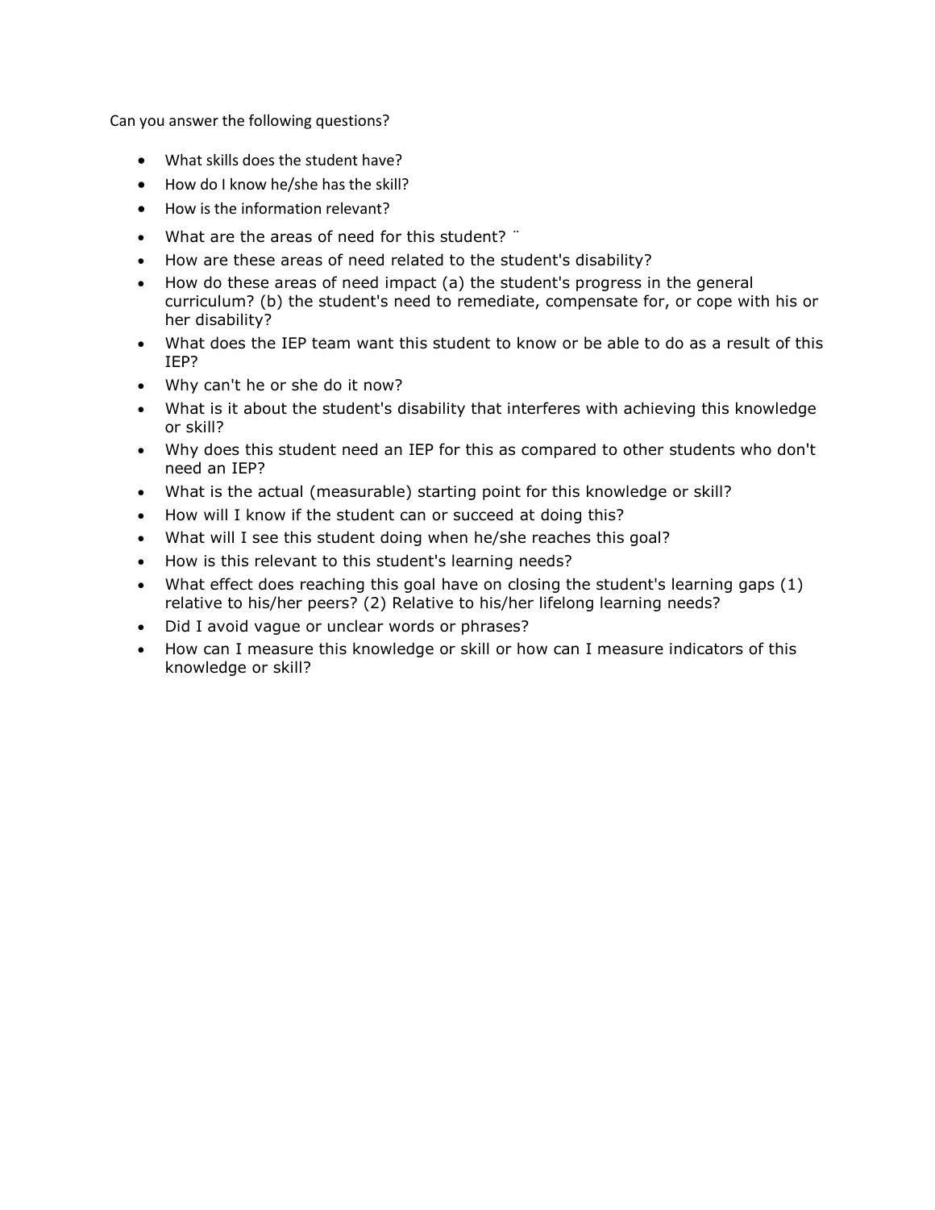Can you answer the following questions?

- What skills does the student have?
- How do I know he/she has the skill?
- How is the information relevant?
- What are the areas of need for this student? ¨
- How are these areas of need related to the student's disability?
- How do these areas of need impact (a) the student's progress in the general curriculum? (b) the student's need to remediate, compensate for, or cope with his or her disability?
- What does the IEP team want this student to know or be able to do as a result of this IEP?
- Why can't he or she do it now?
- What is it about the student's disability that interferes with achieving this knowledge or skill?
- Why does this student need an IEP for this as compared to other students who don't need an IEP?
- What is the actual (measurable) starting point for this knowledge or skill?
- How will I know if the student can or succeed at doing this?
- What will I see this student doing when he/she reaches this goal?
- How is this relevant to this student's learning needs?
- What effect does reaching this goal have on closing the student's learning gaps (1) relative to his/her peers? (2) Relative to his/her lifelong learning needs?
- Did I avoid vague or unclear words or phrases?
- How can I measure this knowledge or skill or how can I measure indicators of this knowledge or skill?